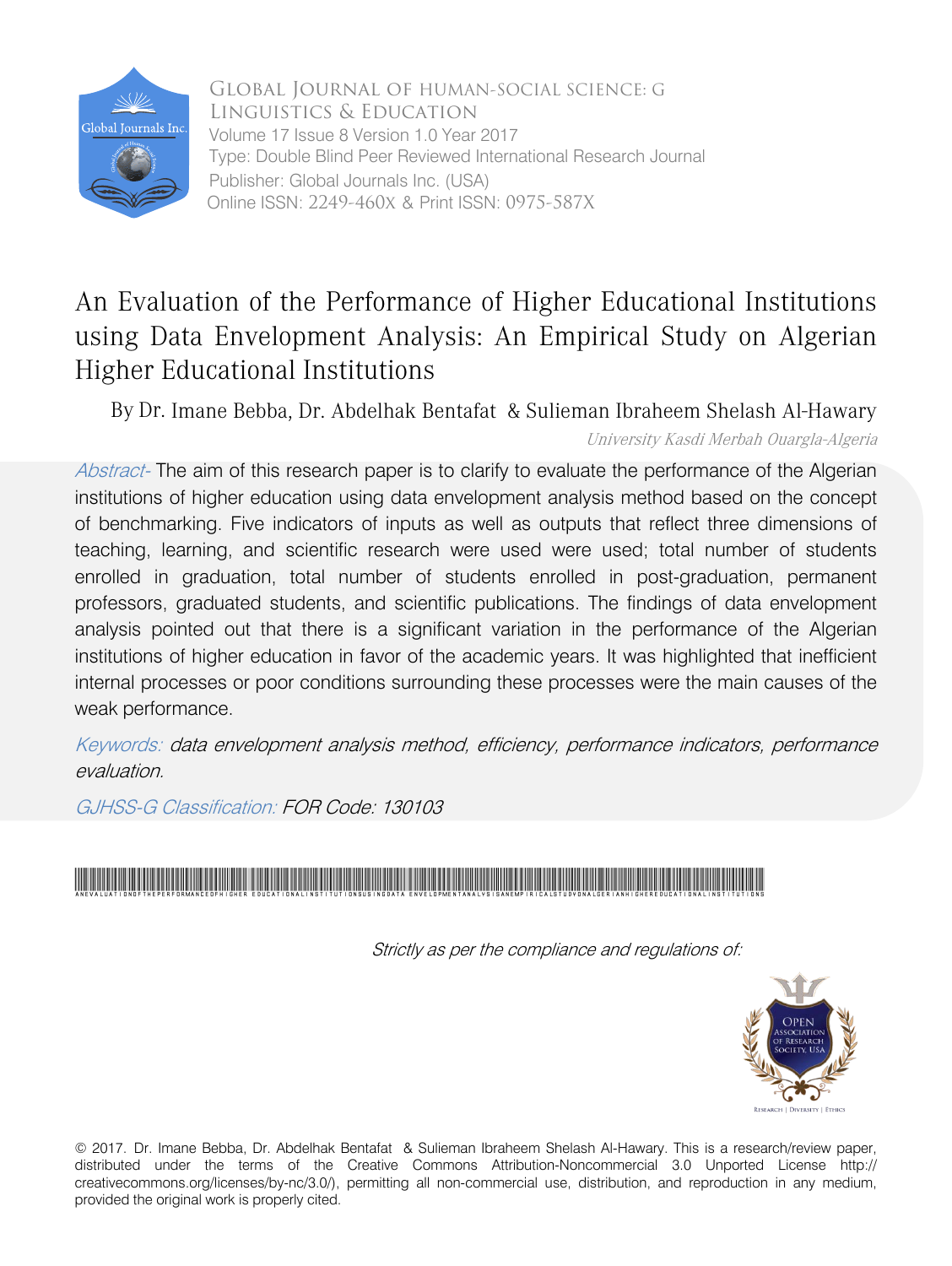Global Journal of Human-Social Science: G
Linguistics & Education
Volume 17 Issue 8 Version 1.0 Year 2017
Type: Double Blind Peer Reviewed International Research Journal
Publisher: Global Journals Inc. (USA)
Online ISSN: 2249-460X & Print ISSN: 0975-587X

# An Evaluation of the Performance of Higher Educational Institutions using Data Envelopment Analysis: An Empirical Study on Algerian Higher Educational Institutions

By Dr. Imane Bebba, Dr. Abdelhak Bentafat & Sulieman Ibraheem Shelash Al-Hawary

*University Kasdi Merbah Ouargla-Algeria*

*Abstract-* The aim of this research paper is to clarify to evaluate the performance of the Algerian institutions of higher education using data envelopment analysis method based on the concept of benchmarking. Five indicators of inputs as well as outputs that reflect three dimensions of teaching, learning, and scientific research were used were used; total number of students enrolled in graduation, total number of students enrolled in post-graduation, permanent professors, graduated students, and scientific publications. The findings of data envelopment analysis pointed out that there is a significant variation in the performance of the Algerian institutions of higher education in favor of the academic years. It was highlighted that inefficient internal processes or poor conditions surrounding these processes were the main causes of the weak performance.

*Keywords: data envelopment analysis method, efficiency, performance indicators, performance evaluation.*

*GJHSS-G Classification: FOR Code: 130103*

*Strictly as per the compliance and regulations of:*

© 2017. Dr. Imane Bebba, Dr. Abdelhak Bentafat & Sulieman Ibraheem Shelash Al-Hawary. This is a research/review paper, distributed under the terms of the Creative Commons Attribution-Noncommercial 3.0 Unported License http://creativecommons.org/licenses/by-nc/3.0/), permitting all non-commercial use, distribution, and reproduction in any medium, provided the original work is properly cited.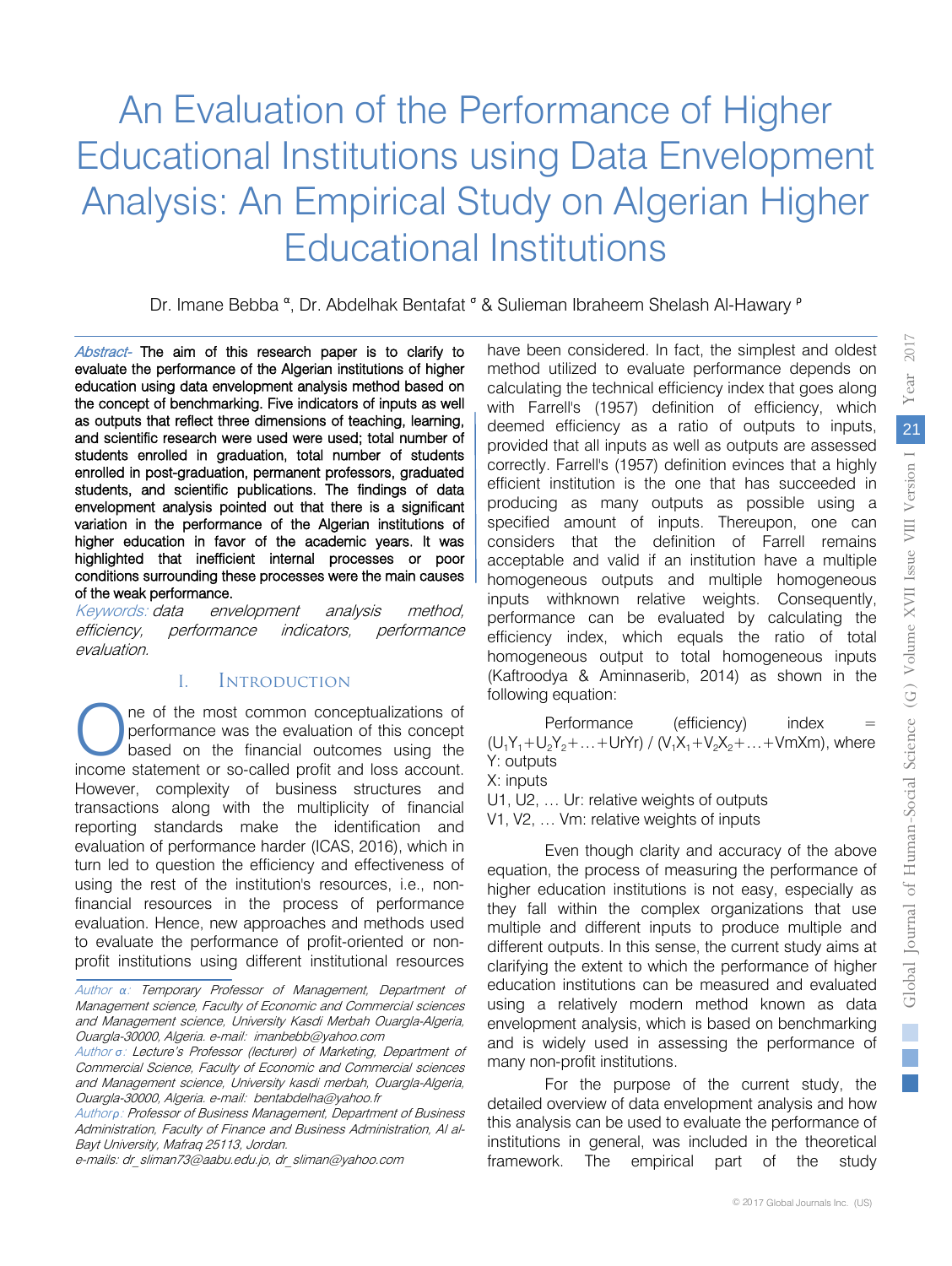# An Evaluation of the Performance of Higher Educational Institutions using Data Envelopment Analysis: An Empirical Study on Algerian Higher Educational Institutions

Dr. Imane Bebba [α], Dr. Abdelhak Bentafat [σ] & Sulieman Ibraheem Shelash Al-Hawary [ρ]

***Abstract-*** **The aim of this research paper is to clarify to evaluate the performance of the Algerian institutions of higher education using data envelopment analysis method based on the concept of benchmarking. Five indicators of inputs as well as outputs that reflect three dimensions of teaching, learning, and scientific research were used were used; total number of students enrolled in graduation, total number of students enrolled in post-graduation, permanent professors, graduated students, and scientific publications. The findings of data envelopment analysis pointed out that there is a significant variation in the performance of the Algerian institutions of higher education in favor of the academic years. It was highlighted that inefficient internal processes or poor conditions surrounding these processes were the main causes of the weak performance.**

*Keywords: data envelopment analysis method, efficiency, performance indicators, performance evaluation.*

## I. Introduction

One of the most common conceptualizations of performance was the evaluation of this concept based on the financial outcomes using the income statement or so-called profit and loss account. However, complexity of business structures and transactions along with the multiplicity of financial reporting standards make the identification and evaluation of performance harder (ICAS, 2016), which in turn led to question the efficiency and effectiveness of using the rest of the institution's resources, i.e., non-financial resources in the process of performance evaluation. Hence, new approaches and methods used to evaluate the performance of profit-oriented or non-profit institutions using different institutional resources have been considered. In fact, the simplest and oldest method utilized to evaluate performance depends on calculating the technical efficiency index that goes along with Farrell's (1957) definition of efficiency, which deemed efficiency as a ratio of outputs to inputs, provided that all inputs as well as outputs are assessed correctly. Farrell's (1957) definition evinces that a highly efficient institution is the one that has succeeded in producing as many outputs as possible using a specified amount of inputs. Thereupon, one can considers that the definition of Farrell remains acceptable and valid if an institution have a multiple homogeneous outputs and multiple homogeneous inputs withknown relative weights. Consequently, performance can be evaluated by calculating the efficiency index, which equals the ratio of total homogeneous output to total homogeneous inputs (Kaftroodya & Aminnaserib, 2014) as shown in the following equation:

Performance (efficiency) index = $(U_1Y_1+U_2Y_2+\ldots+U_rY_r) / (V_1X_1+V_2X_2+\ldots+V_mX_m)$, where

Y: outputs

X: inputs

U1, U2, … Ur: relative weights of outputs

V1, V2, … Vm: relative weights of inputs

Even though clarity and accuracy of the above equation, the process of measuring the performance of higher education institutions is not easy, especially as they fall within the complex organizations that use multiple and different inputs to produce multiple and different outputs. In this sense, the current study aims at clarifying the extent to which the performance of higher education institutions can be measured and evaluated using a relatively modern method known as data envelopment analysis, which is based on benchmarking and is widely used in assessing the performance of many non-profit institutions.

For the purpose of the current study, the detailed overview of data envelopment analysis and how this analysis can be used to evaluate the performance of institutions in general, was included in the theoretical framework. The empirical part of the study

*Author α: Temporary Professor of Management, Department of Management science, Faculty of Economic and Commercial sciences and Management science, University Kasdi Merbah Ouargla-Algeria, Ouargla-30000, Algeria. e-mail: imanebebb@yahoo.com*

*Author σ: Lecture's Professor (lecturer) of Marketing, Department of Commercial Science, Faculty of Economic and Commercial sciences and Management science, University kasdi merbah, Ouargla-Algeria, Ouargla-30000, Algeria. e-mail: bentabdelha@yahoo.fr*

*Author ρ: Professor of Business Management, Department of Business Administration, Faculty of Finance and Business Administration, Al al-Bayt University, Mafraq 25113, Jordan.*

*e-mails: dr_sliman73@aabu.edu.jo, dr_sliman@yahoo.com*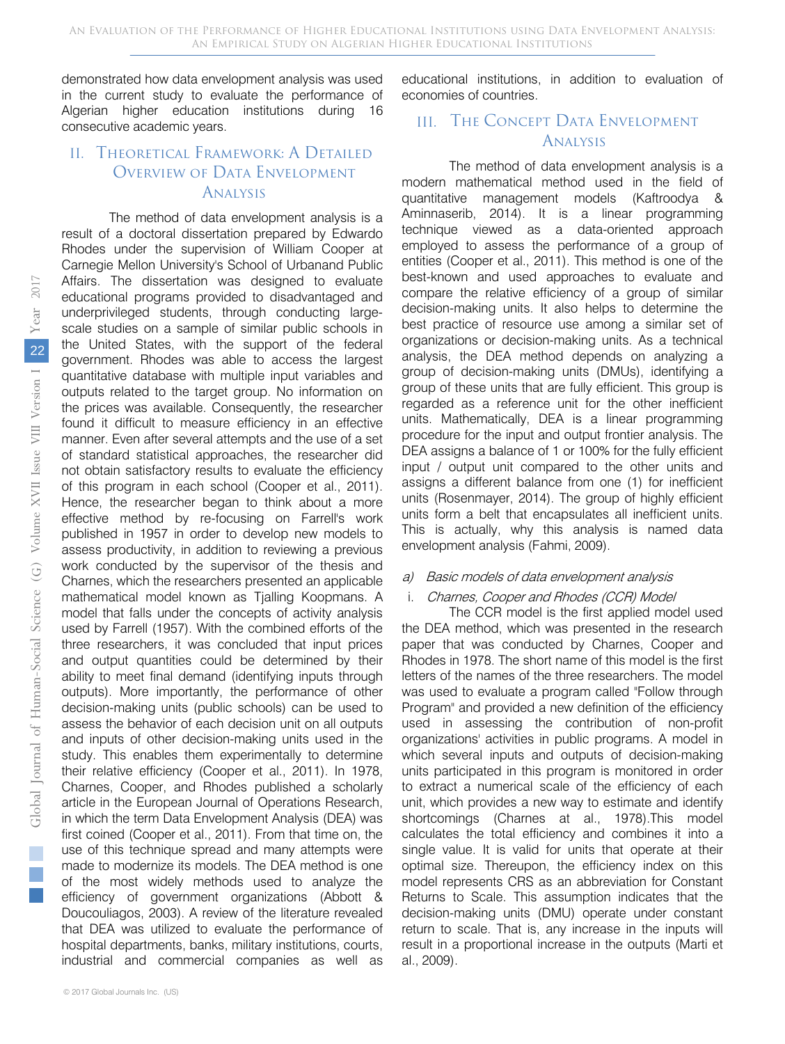demonstrated how data envelopment analysis was used in the current study to evaluate the performance of Algerian higher education institutions during 16 consecutive academic years.

## II. Theoretical Framework: A Detailed Overview of Data Envelopment Analysis

The method of data envelopment analysis is a result of a doctoral dissertation prepared by Edwardo Rhodes under the supervision of William Cooper at Carnegie Mellon University's School of Urbanand Public Affairs. The dissertation was designed to evaluate educational programs provided to disadvantaged and underprivileged students, through conducting large-scale studies on a sample of similar public schools in the United States, with the support of the federal government. Rhodes was able to access the largest quantitative database with multiple input variables and outputs related to the target group. No information on the prices was available. Consequently, the researcher found it difficult to measure efficiency in an effective manner. Even after several attempts and the use of a set of standard statistical approaches, the researcher did not obtain satisfactory results to evaluate the efficiency of this program in each school (Cooper et al., 2011). Hence, the researcher began to think about a more effective method by re-focusing on Farrell's work published in 1957 in order to develop new models to assess productivity, in addition to reviewing a previous work conducted by the supervisor of the thesis and Charnes, which the researchers presented an applicable mathematical model known as Tjalling Koopmans. A model that falls under the concepts of activity analysis used by Farrell (1957). With the combined efforts of the three researchers, it was concluded that input prices and output quantities could be determined by their ability to meet final demand (identifying inputs through outputs). More importantly, the performance of other decision-making units (public schools) can be used to assess the behavior of each decision unit on all outputs and inputs of other decision-making units used in the study. This enables them experimentally to determine their relative efficiency (Cooper et al., 2011). In 1978, Charnes, Cooper, and Rhodes published a scholarly article in the European Journal of Operations Research, in which the term Data Envelopment Analysis (DEA) was first coined (Cooper et al., 2011). From that time on, the use of this technique spread and many attempts were made to modernize its models. The DEA method is one of the most widely methods used to analyze the efficiency of government organizations (Abbott & Doucouliagos, 2003). A review of the literature revealed that DEA was utilized to evaluate the performance of hospital departments, banks, military institutions, courts, industrial and commercial companies as well as educational institutions, in addition to evaluation of economies of countries.

## III. The Concept Data Envelopment Analysis

The method of data envelopment analysis is a modern mathematical method used in the field of quantitative management models (Kaftroodya & Aminnaserib, 2014). It is a linear programming technique viewed as a data-oriented approach employed to assess the performance of a group of entities (Cooper et al., 2011). This method is one of the best-known and used approaches to evaluate and compare the relative efficiency of a group of similar decision-making units. It also helps to determine the best practice of resource use among a similar set of organizations or decision-making units. As a technical analysis, the DEA method depends on analyzing a group of decision-making units (DMUs), identifying a group of these units that are fully efficient. This group is regarded as a reference unit for the other inefficient units. Mathematically, DEA is a linear programming procedure for the input and output frontier analysis. The DEA assigns a balance of 1 or 100% for the fully efficient input / output unit compared to the other units and assigns a different balance from one (1) for inefficient units (Rosenmayer, 2014). The group of highly efficient units form a belt that encapsulates all inefficient units. This is actually, why this analysis is named data envelopment analysis (Fahmi, 2009).

### a) *Basic models of data envelopment analysis*

#### i. *Charnes, Cooper and Rhodes (CCR) Model*

The CCR model is the first applied model used the DEA method, which was presented in the research paper that was conducted by Charnes, Cooper and Rhodes in 1978. The short name of this model is the first letters of the names of the three researchers. The model was used to evaluate a program called "Follow through Program" and provided a new definition of the efficiency used in assessing the contribution of non-profit organizations' activities in public programs. A model in which several inputs and outputs of decision-making units participated in this program is monitored in order to extract a numerical scale of the efficiency of each unit, which provides a new way to estimate and identify shortcomings (Charnes at al., 1978).This model calculates the total efficiency and combines it into a single value. It is valid for units that operate at their optimal size. Thereupon, the efficiency index on this model represents CRS as an abbreviation for Constant Returns to Scale. This assumption indicates that the decision-making units (DMU) operate under constant return to scale. That is, any increase in the inputs will result in a proportional increase in the outputs (Marti et al., 2009).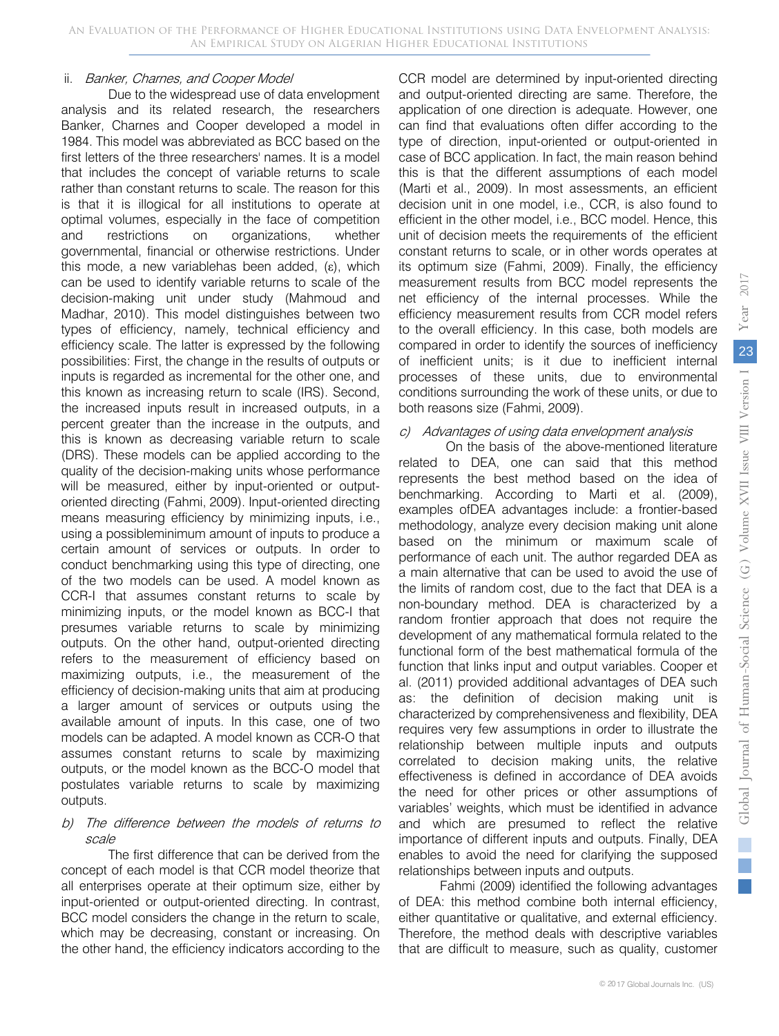### ii. *Banker, Charnes, and Cooper Model*

Due to the widespread use of data envelopment analysis and its related research, the researchers Banker, Charnes and Cooper developed a model in 1984. This model was abbreviated as BCC based on the first letters of the three researchers' names. It is a model that includes the concept of variable returns to scale rather than constant returns to scale. The reason for this is that it is illogical for all institutions to operate at optimal volumes, especially in the face of competition and restrictions on organizations, whether governmental, financial or otherwise restrictions. Under this mode, a new variablehas been added, (ε), which can be used to identify variable returns to scale of the decision-making unit under study (Mahmoud and Madhar, 2010). This model distinguishes between two types of efficiency, namely, technical efficiency and efficiency scale. The latter is expressed by the following possibilities: First, the change in the results of outputs or inputs is regarded as incremental for the other one, and this known as increasing return to scale (IRS). Second, the increased inputs result in increased outputs, in a percent greater than the increase in the outputs, and this is known as decreasing variable return to scale (DRS). These models can be applied according to the quality of the decision-making units whose performance will be measured, either by input-oriented or output-oriented directing (Fahmi, 2009). Input-oriented directing means measuring efficiency by minimizing inputs, i.e., using a possibleminimum amount of inputs to produce a certain amount of services or outputs. In order to conduct benchmarking using this type of directing, one of the two models can be used. A model known as CCR-I that assumes constant returns to scale by minimizing inputs, or the model known as BCC-I that presumes variable returns to scale by minimizing outputs. On the other hand, output-oriented directing refers to the measurement of efficiency based on maximizing outputs, i.e., the measurement of the efficiency of decision-making units that aim at producing a larger amount of services or outputs using the available amount of inputs. In this case, one of two models can be adapted. A model known as CCR-O that assumes constant returns to scale by maximizing outputs, or the model known as the BCC-O model that postulates variable returns to scale by maximizing outputs.

## b) *The difference between the models of returns to scale*

The first difference that can be derived from the concept of each model is that CCR model theorize that all enterprises operate at their optimum size, either by input-oriented or output-oriented directing. In contrast, BCC model considers the change in the return to scale, which may be decreasing, constant or increasing. On the other hand, the efficiency indicators according to the CCR model are determined by input-oriented directing and output-oriented directing are same. Therefore, the application of one direction is adequate. However, one can find that evaluations often differ according to the type of direction, input-oriented or output-oriented in case of BCC application. In fact, the main reason behind this is that the different assumptions of each model (Marti et al., 2009). In most assessments, an efficient decision unit in one model, i.e., CCR, is also found to efficient in the other model, i.e., BCC model. Hence, this unit of decision meets the requirements of the efficient constant returns to scale, or in other words operates at its optimum size (Fahmi, 2009). Finally, the efficiency measurement results from BCC model represents the net efficiency of the internal processes. While the efficiency measurement results from CCR model refers to the overall efficiency. In this case, both models are compared in order to identify the sources of inefficiency of inefficient units; is it due to inefficient internal processes of these units, due to environmental conditions surrounding the work of these units, or due to both reasons size (Fahmi, 2009).

## c) *Advantages of using data envelopment analysis*

On the basis of the above-mentioned literature related to DEA, one can said that this method represents the best method based on the idea of benchmarking. According to Marti et al. (2009), examples ofDEA advantages include: a frontier-based methodology, analyze every decision making unit alone based on the minimum or maximum scale of performance of each unit. The author regarded DEA as a main alternative that can be used to avoid the use of the limits of random cost, due to the fact that DEA is a non-boundary method. DEA is characterized by a random frontier approach that does not require the development of any mathematical formula related to the functional form of the best mathematical formula of the function that links input and output variables. Cooper et al. (2011) provided additional advantages of DEA such as: the definition of decision making unit is characterized by comprehensiveness and flexibility, DEA requires very few assumptions in order to illustrate the relationship between multiple inputs and outputs correlated to decision making units, the relative effectiveness is defined in accordance of DEA avoids the need for other prices or other assumptions of variables' weights, which must be identified in advance and which are presumed to reflect the relative importance of different inputs and outputs. Finally, DEA enables to avoid the need for clarifying the supposed relationships between inputs and outputs.

Fahmi (2009) identified the following advantages of DEA: this method combine both internal efficiency, either quantitative or qualitative, and external efficiency. Therefore, the method deals with descriptive variables that are difficult to measure, such as quality, customer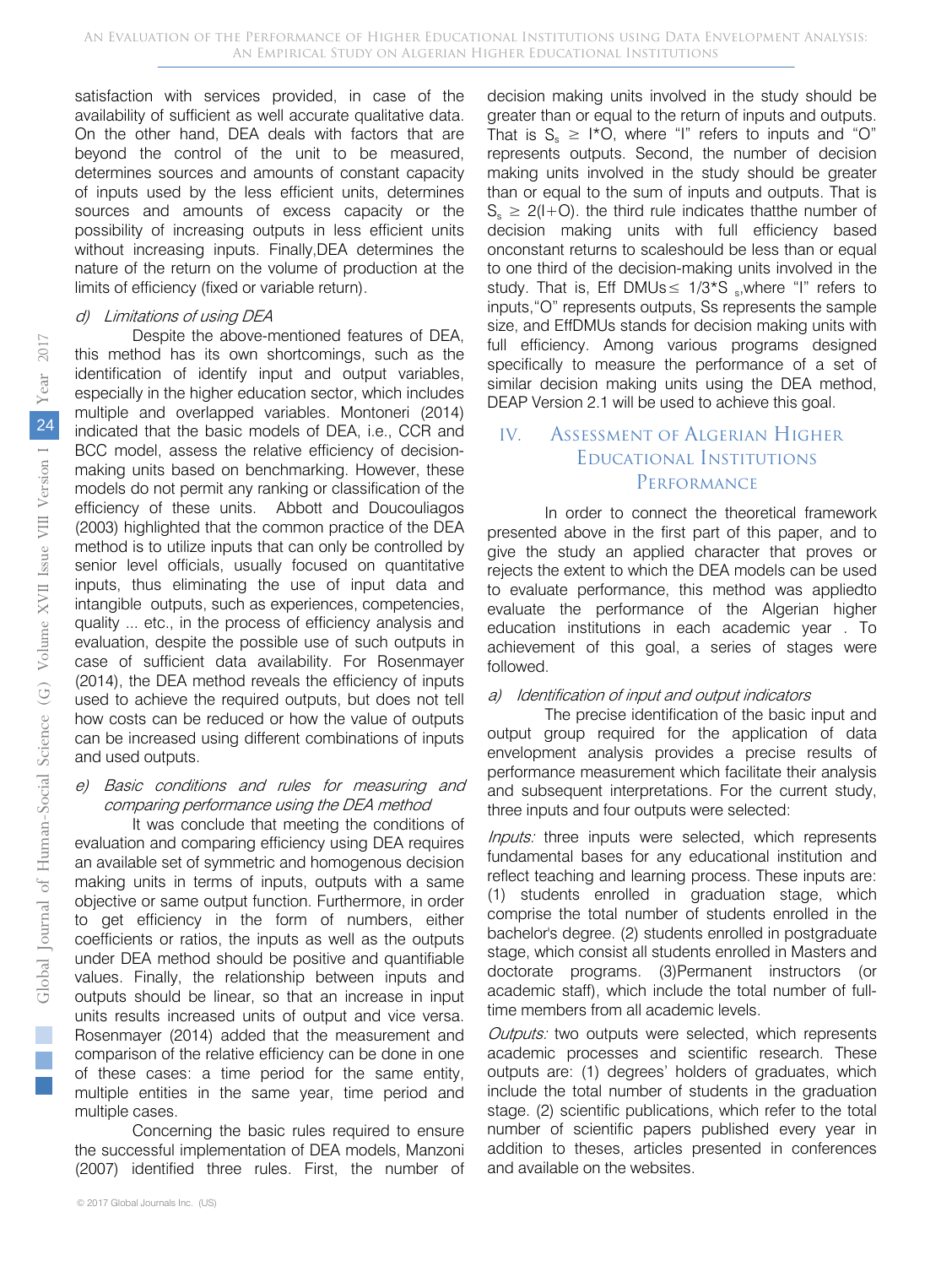satisfaction with services provided, in case of the availability of sufficient as well accurate qualitative data. On the other hand, DEA deals with factors that are beyond the control of the unit to be measured, determines sources and amounts of constant capacity of inputs used by the less efficient units, determines sources and amounts of excess capacity or the possibility of increasing outputs in less efficient units without increasing inputs. Finally,DEA determines the nature of the return on the volume of production at the limits of efficiency (fixed or variable return).

### *d) Limitations of using DEA*

Despite the above-mentioned features of DEA, this method has its own shortcomings, such as the identification of identify input and output variables, especially in the higher education sector, which includes multiple and overlapped variables. Montoneri (2014) indicated that the basic models of DEA, i.e., CCR and BCC model, assess the relative efficiency of decision-making units based on benchmarking. However, these models do not permit any ranking or classification of the efficiency of these units. Abbott and Doucouliagos (2003) highlighted that the common practice of the DEA method is to utilize inputs that can only be controlled by senior level officials, usually focused on quantitative inputs, thus eliminating the use of input data and intangible outputs, such as experiences, competencies, quality ... etc., in the process of efficiency analysis and evaluation, despite the possible use of such outputs in case of sufficient data availability. For Rosenmayer (2014), the DEA method reveals the efficiency of inputs used to achieve the required outputs, but does not tell how costs can be reduced or how the value of outputs can be increased using different combinations of inputs and used outputs.

### *e) Basic conditions and rules for measuring and comparing performance using the DEA method*

It was conclude that meeting the conditions of evaluation and comparing efficiency using DEA requires an available set of symmetric and homogenous decision making units in terms of inputs, outputs with a same objective or same output function. Furthermore, in order to get efficiency in the form of numbers, either coefficients or ratios, the inputs as well as the outputs under DEA method should be positive and quantifiable values. Finally, the relationship between inputs and outputs should be linear, so that an increase in input units results increased units of output and vice versa. Rosenmayer (2014) added that the measurement and comparison of the relative efficiency can be done in one of these cases: a time period for the same entity, multiple entities in the same year, time period and multiple cases.

Concerning the basic rules required to ensure the successful implementation of DEA models, Manzoni (2007) identified three rules. First, the number of decision making units involved in the study should be greater than or equal to the return of inputs and outputs. That is $S_s \geq I^*O$, where "I" refers to inputs and "O" represents outputs. Second, the number of decision making units involved in the study should be greater than or equal to the sum of inputs and outputs. That is $S_s \geq 2(I+O)$. the third rule indicates thatthe number of decision making units with full efficiency based onconstant returns to scaleshould be less than or equal to one third of the decision-making units involved in the study. That is, Eff DMUs$\leq 1/3^*S_s$,where "I" refers to inputs,"O" represents outputs, Ss represents the sample size, and EffDMUs stands for decision making units with full efficiency. Among various programs designed specifically to measure the performance of a set of similar decision making units using the DEA method, DEAP Version 2.1 will be used to achieve this goal.

## IV. Assessment of Algerian Higher Educational Institutions Performance

In order to connect the theoretical framework presented above in the first part of this paper, and to give the study an applied character that proves or rejects the extent to which the DEA models can be used to evaluate performance, this method was appliedto evaluate the performance of the Algerian higher education institutions in each academic year . To achievement of this goal, a series of stages were followed.

### *a) Identification of input and output indicators*

The precise identification of the basic input and output group required for the application of data envelopment analysis provides a precise results of performance measurement which facilitate their analysis and subsequent interpretations. For the current study, three inputs and four outputs were selected:

*Inputs:* three inputs were selected, which represents fundamental bases for any educational institution and reflect teaching and learning process. These inputs are: (1) students enrolled in graduation stage, which comprise the total number of students enrolled in the bachelor's degree. (2) students enrolled in postgraduate stage, which consist all students enrolled in Masters and doctorate programs. (3)Permanent instructors (or academic staff), which include the total number of full-time members from all academic levels.

*Outputs:* two outputs were selected, which represents academic processes and scientific research. These outputs are: (1) degrees' holders of graduates, which include the total number of students in the graduation stage. (2) scientific publications, which refer to the total number of scientific papers published every year in addition to theses, articles presented in conferences and available on the websites.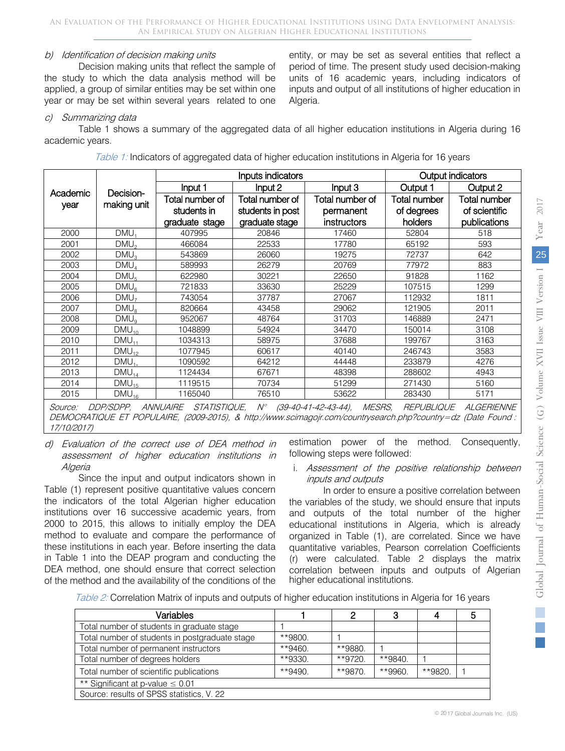*b) Identification of decision making units*

Decision making units that reflect the sample of the study to which the data analysis method will be applied, a group of similar entities may be set within one year or may be set within several years related to one entity, or may be set as several entities that reflect a period of time. The present study used decision-making units of 16 academic years, including indicators of inputs and output of all institutions of higher education in Algeria.

*c) Summarizing data*

Table 1 shows a summary of the aggregated data of all higher education institutions in Algeria during 16 academic years.

*Table 1:* Indicators of aggregated data of higher education institutions in Algeria for 16 years

| Academic year | Decision-making unit | Inputs indicators | | | Output indicators | |
|---|---|---|---|---|---|---|
| | | Input 1 | Input 2 | Input 3 | Output 1 | Output 2 |
| | | Total number of students in graduate stage | Total number of students in post graduate stage | Total number of permanent instructors | Total number of degrees holders | Total number of scientific publications |
| 2000 | $DMU_1$ | 407995 | 20846 | 17460 | 52804 | 518 |
| 2001 | $DMU_2$ | 466084 | 22533 | 17780 | 65192 | 593 |
| 2002 | $DMU_3$ | 543869 | 26060 | 19275 | 72737 | 642 |
| 2003 | $DMU_4$ | 589993 | 26279 | 20769 | 77972 | 883 |
| 2004 | $DMU_5$ | 622980 | 30221 | 22650 | 91828 | 1162 |
| 2005 | $DMU_6$ | 721833 | 33630 | 25229 | 107515 | 1299 |
| 2006 | $DMU_7$ | 743054 | 37787 | 27067 | 112932 | 1811 |
| 2007 | $DMU_8$ | 820664 | 43458 | 29062 | 121905 | 2011 |
| 2008 | $DMU_9$ | 952067 | 48764 | 31703 | 146889 | 2471 |
| 2009 | $DMU_{10}$ | 1048899 | 54924 | 34470 | 150014 | 3108 |
| 2010 | $DMU_{11}$ | 1034313 | 58975 | 37688 | 199767 | 3163 |
| 2011 | $DMU_{12}$ | 1077945 | 60617 | 40140 | 246743 | 3583 |
| 2012 | $DMU_{1*}$ | 1090592 | 64212 | 44448 | 233879 | 4276 |
| 2013 | $DMU_{14}$ | 1124434 | 67671 | 48398 | 288602 | 4943 |
| 2014 | $DMU_{15}$ | 1119515 | 70734 | 51299 | 271430 | 5160 |
| 2015 | $DMU_{16}$ | 1165040 | 76510 | 53622 | 283430 | 5171 |

*Source: DDP/SDPP, ANNUAIRE STATISTIQUE, N° (39-40-41-42-43-44), MESRS, REPUBLIQUE ALGERIENNE DEMOCRATIQUE ET POPULAIRE, (2009-2015), & http://www.scimagojr.com/countrysearch.php?country=dz (Date Found : 17/10/2017)*

*d) Evaluation of the correct use of DEA method in assessment of higher education institutions in Algeria*

Since the input and output indicators shown in Table (1) represent positive quantitative values concern the indicators of the total Algerian higher education institutions over 16 successive academic years, from 2000 to 2015, this allows to initially employ the DEA method to evaluate and compare the performance of these institutions in each year. Before inserting the data in Table 1 into the DEAP program and conducting the DEA method, one should ensure that correct selection of the method and the availability of the conditions of the estimation power of the method. Consequently, following steps were followed:

i. *Assessment of the positive relationship between inputs and outputs*

In order to ensure a positive correlation between the variables of the study, we should ensure that inputs and outputs of the total number of the higher educational institutions in Algeria, which is already organized in Table (1), are correlated. Since we have quantitative variables, Pearson correlation Coefficients (r) were calculated. Table 2 displays the matrix correlation between inputs and outputs of Algerian higher educational institutions.

*Table 2:* Correlation Matrix of inputs and outputs of higher education institutions in Algeria for 16 years

| Variables | 1 | 2 | 3 | 4 | 5 |
|---|---|---|---|---|---|
| Total number of students in graduate stage | 1 | | | | |
| Total number of students in postgraduate stage | **9800. | 1 | | | |
| Total number of permanent instructors | **9460. | **9880. | 1 | | |
| Total number of degrees holders | **9330. | **9720. | **9840. | 1 | |
| Total number of scientific publications | **9490. | **9870. | **9960. | **9820. | 1 |
| ** Significant at p-value ≤ 0.01 | | | | | |
| Source: results of SPSS statistics, V. 22 | | | | | |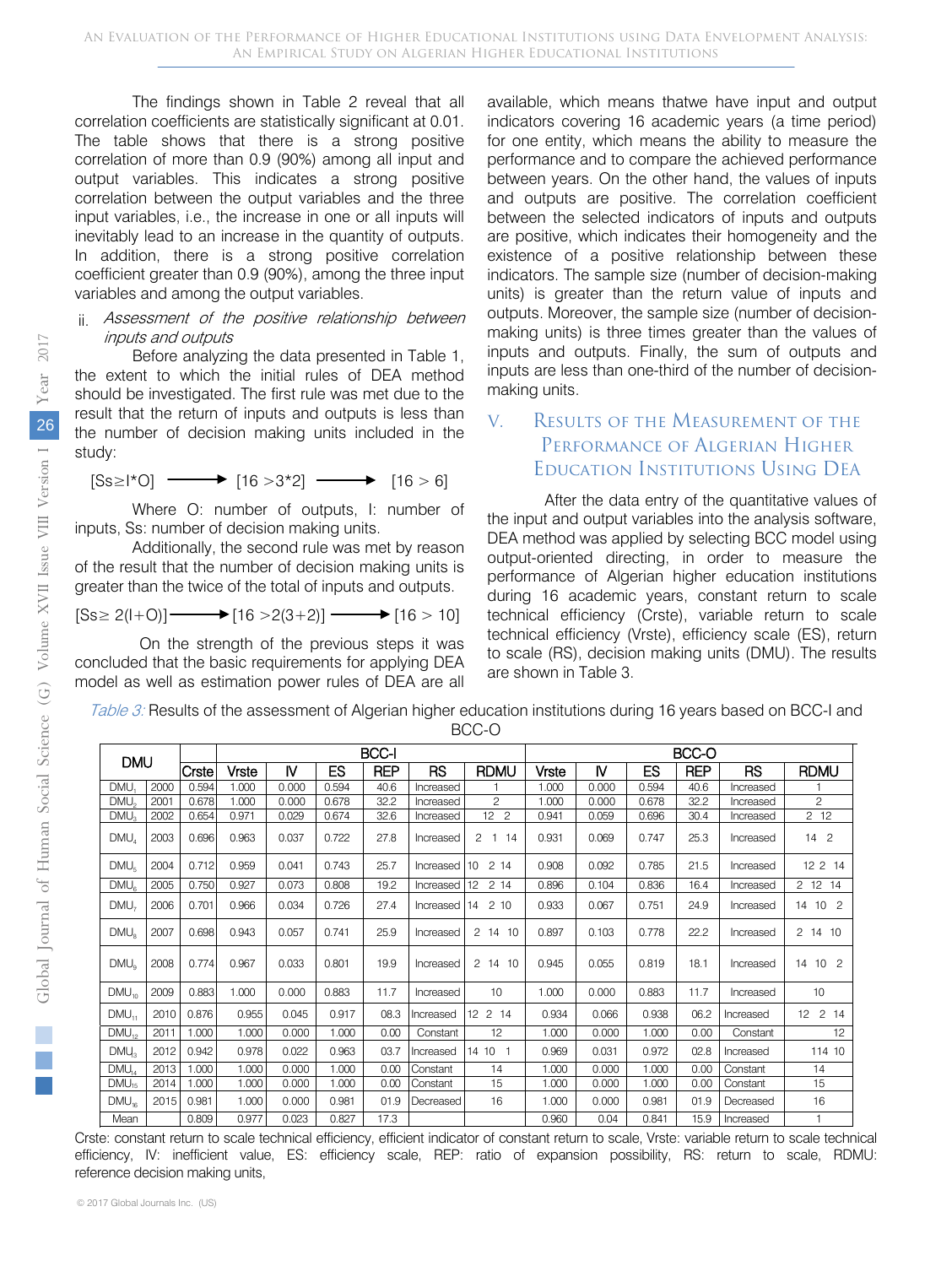The findings shown in Table 2 reveal that all correlation coefficients are statistically significant at 0.01. The table shows that there is a strong positive correlation of more than 0.9 (90%) among all input and output variables. This indicates a strong positive correlation between the output variables and the three input variables, i.e., the increase in one or all inputs will inevitably lead to an increase in the quantity of outputs. In addition, there is a strong positive correlation coefficient greater than 0.9 (90%), among the three input variables and among the output variables.

ii. *Assessment of the positive relationship between inputs and outputs*

Before analyzing the data presented in Table 1, the extent to which the initial rules of DEA method should be investigated. The first rule was met due to the result that the return of inputs and outputs is less than the number of decision making units included in the study:

$$[Ss \geq I^*O] \longrightarrow [16 > 3^*2] \longrightarrow [16 > 6]$$

Where O: number of outputs, I: number of inputs, Ss: number of decision making units.

Additionally, the second rule was met by reason of the result that the number of decision making units is greater than the twice of the total of inputs and outputs.

$$[Ss \geq 2(I+O)] \longrightarrow [16 > 2(3+2)] \longrightarrow [16 > 10]$$

On the strength of the previous steps it was concluded that the basic requirements for applying DEA model as well as estimation power rules of DEA are all available, which means thatwe have input and output indicators covering 16 academic years (a time period) for one entity, which means the ability to measure the performance and to compare the achieved performance between years. On the other hand, the values of inputs and outputs are positive. The correlation coefficient between the selected indicators of inputs and outputs are positive, which indicates their homogeneity and the existence of a positive relationship between these indicators. The sample size (number of decision-making units) is greater than the return value of inputs and outputs. Moreover, the sample size (number of decision-making units) is three times greater than the values of inputs and outputs. Finally, the sum of outputs and inputs are less than one-third of the number of decision-making units.

## V. Results of the Measurement of the Performance of Algerian Higher Education Institutions Using DEA

After the data entry of the quantitative values of the input and output variables into the analysis software, DEA method was applied by selecting BCC model using output-oriented directing, in order to measure the performance of Algerian higher education institutions during 16 academic years, constant return to scale technical efficiency (Crste), variable return to scale technical efficiency (Vrste), efficiency scale (ES), return to scale (RS), decision making units (DMU). The results are shown in Table 3.

*Table 3:* Results of the assessment of Algerian higher education institutions during 16 years based on BCC-I and BCC-O

| DMU | | | BCC-I | | | | | | BCC-O | | | | | |
|---|---|---|---|---|---|---|---|---|---|---|---|---|---|---|
| | | Crste | Vrste | IV | ES | REP | RS | RDMU | Vrste | IV | ES | REP | RS | RDMU |
| $DMU_1$ | 2000 | 0.594 | 1.000 | 0.000 | 0.594 | 40.6 | Increased | 1 | 1.000 | 0.000 | 0.594 | 40.6 | Increased | 1 |
| $DMU_2$ | 2001 | 0.678 | 1.000 | 0.000 | 0.678 | 32.2 | Increased | 2 | 1.000 | 0.000 | 0.678 | 32.2 | Increased | 2 |
| $DMU_3$ | 2002 | 0.654 | 0.971 | 0.029 | 0.674 | 32.6 | Increased | 12 2 | 0.941 | 0.059 | 0.696 | 30.4 | Increased | 2 12 |
| $DMU_4$ | 2003 | 0.696 | 0.963 | 0.037 | 0.722 | 27.8 | Increased | 2 1 14 | 0.931 | 0.069 | 0.747 | 25.3 | Increased | 14 2 |
| $DMU_5$ | 2004 | 0.712 | 0.959 | 0.041 | 0.743 | 25.7 | Increased | 10 2 14 | 0.908 | 0.092 | 0.785 | 21.5 | Increased | 12 2 14 |
| $DMU_6$ | 2005 | 0.750 | 0.927 | 0.073 | 0.808 | 19.2 | Increased | 12 2 14 | 0.896 | 0.104 | 0.836 | 16.4 | Increased | 2 12 14 |
| $DMU_7$ | 2006 | 0.701 | 0.966 | 0.034 | 0.726 | 27.4 | Increased | 14 2 10 | 0.933 | 0.067 | 0.751 | 24.9 | Increased | 14 10 2 |
| $DMU_8$ | 2007 | 0.698 | 0.943 | 0.057 | 0.741 | 25.9 | Increased | 2 14 10 | 0.897 | 0.103 | 0.778 | 22.2 | Increased | 2 14 10 |
| $DMU_9$ | 2008 | 0.774 | 0.967 | 0.033 | 0.801 | 19.9 | Increased | 2 14 10 | 0.945 | 0.055 | 0.819 | 18.1 | Increased | 14 10 2 |
| $DMU_{10}$ | 2009 | 0.883 | 1.000 | 0.000 | 0.883 | 11.7 | Increased | 10 | 1.000 | 0.000 | 0.883 | 11.7 | Increased | 10 |
| $DMU_{11}$ | 2010 | 0.876 | 0.955 | 0.045 | 0.917 | 08.3 | Increased | 12 2 14 | 0.934 | 0.066 | 0.938 | 06.2 | Increased | 12 2 14 |
| $DMU_{12}$ | 2011 | 1.000 | 1.000 | 0.000 | 1.000 | 0.00 | Constant | 12 | 1.000 | 0.000 | 1.000 | 0.00 | Constant | 12 |
| $DMU_{13}$ | 2012 | 0.942 | 0.978 | 0.022 | 0.963 | 03.7 | Increased | 14 10 1 | 0.969 | 0.031 | 0.972 | 02.8 | Increased | 114 10 |
| $DMU_{14}$ | 2013 | 1.000 | 1.000 | 0.000 | 1.000 | 0.00 | Constant | 14 | 1.000 | 0.000 | 1.000 | 0.00 | Constant | 14 |
| $DMU_{15}$ | 2014 | 1.000 | 1.000 | 0.000 | 1.000 | 0.00 | Constant | 15 | 1.000 | 0.000 | 1.000 | 0.00 | Constant | 15 |
| $DMU_{16}$ | 2015 | 0.981 | 1.000 | 0.000 | 0.981 | 01.9 | Decreased | 16 | 1.000 | 0.000 | 0.981 | 01.9 | Decreased | 16 |
| Mean | | 0.809 | 0.977 | 0.023 | 0.827 | 17.3 | | | 0.960 | 0.04 | 0.841 | 15.9 | Increased | 1 |

Crste: constant return to scale technical efficiency, efficient indicator of constant return to scale, Vrste: variable return to scale technical efficiency, IV: inefficient value, ES: efficiency scale, REP: ratio of expansion possibility, RS: return to scale, RDMU: reference decision making units,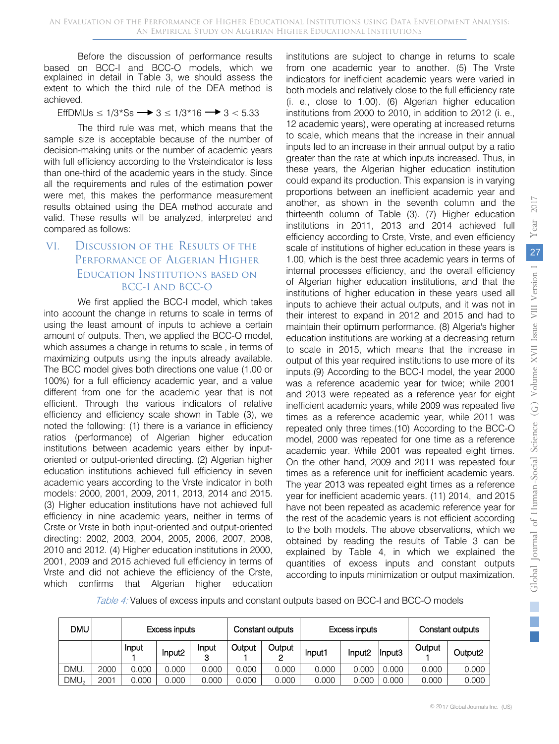Before the discussion of performance results based on BCC-I and BCC-O models, which we explained in detail in Table 3, we should assess the extent to which the third rule of the DEA method is achieved.

$$\text{EffDMUs} \leq 1/3^*\text{Ss} \longrightarrow 3 \leq 1/3^*16 \longrightarrow 3 < 5.33$$

The third rule was met, which means that the sample size is acceptable because of the number of decision-making units or the number of academic years with full efficiency according to the Vrsteindicator is less than one-third of the academic years in the study. Since all the requirements and rules of the estimation power were met, this makes the performance measurement results obtained using the DEA method accurate and valid. These results will be analyzed, interpreted and compared as follows:

## VI. Discussion of the Results of the Performance of Algerian Higher Education Institutions based on BCC-I and BCC-O

We first applied the BCC-I model, which takes into account the change in returns to scale in terms of using the least amount of inputs to achieve a certain amount of outputs. Then, we applied the BCC-O model, which assumes a change in returns to scale , in terms of maximizing outputs using the inputs already available. The BCC model gives both directions one value (1.00 or 100%) for a full efficiency academic year, and a value different from one for the academic year that is not efficient. Through the various indicators of relative efficiency and efficiency scale shown in Table (3), we noted the following: (1) there is a variance in efficiency ratios (performance) of Algerian higher education institutions between academic years either by input-oriented or output-oriented directing. (2) Algerian higher education institutions achieved full efficiency in seven academic years according to the Vrste indicator in both models: 2000, 2001, 2009, 2011, 2013, 2014 and 2015. (3) Higher education institutions have not achieved full efficiency in nine academic years, neither in terms of Crste or Vrste in both input-oriented and output-oriented directing: 2002, 2003, 2004, 2005, 2006, 2007, 2008, 2010 and 2012. (4) Higher education institutions in 2000, 2001, 2009 and 2015 achieved full efficiency in terms of Vrste and did not achieve the efficiency of the Crste, which confirms that Algerian higher education institutions are subject to change in returns to scale from one academic year to another. (5) The Vrste indicators for inefficient academic years were varied in both models and relatively close to the full efficiency rate (i. e., close to 1.00). (6) Algerian higher education institutions from 2000 to 2010, in addition to 2012 (i. e., 12 academic years), were operating at increased returns to scale, which means that the increase in their annual inputs led to an increase in their annual output by a ratio greater than the rate at which inputs increased. Thus, in these years, the Algerian higher education institution could expand its production. This expansion is in varying proportions between an inefficient academic year and another, as shown in the seventh column and the thirteenth column of Table (3). (7) Higher education institutions in 2011, 2013 and 2014 achieved full efficiency according to Crste, Vrste, and even efficiency scale of institutions of higher education in these years is 1.00, which is the best three academic years in terms of internal processes efficiency, and the overall efficiency of Algerian higher education institutions, and that the institutions of higher education in these years used all inputs to achieve their actual outputs, and it was not in their interest to expand in 2012 and 2015 and had to maintain their optimum performance. (8) Algeria's higher education institutions are working at a decreasing return to scale in 2015, which means that the increase in output of this year required institutions to use more of its inputs.(9) According to the BCC-I model, the year 2000 was a reference academic year for twice; while 2001 and 2013 were repeated as a reference year for eight inefficient academic years, while 2009 was repeated five times as a reference academic year, while 2011 was repeated only three times.(10) According to the BCC-O model, 2000 was repeated for one time as a reference academic year. While 2001 was repeated eight times. On the other hand, 2009 and 2011 was repeated four times as a reference unit for inefficient academic years. The year 2013 was repeated eight times as a reference year for inefficient academic years. (11) 2014, and 2015 have not been repeated as academic reference year for the rest of the academic years is not efficient according to the both models. The above observations, which we obtained by reading the results of Table 3 can be explained by Table 4, in which we explained the quantities of excess inputs and constant outputs according to inputs minimization or output maximization.

*Table 4:* Values of excess inputs and constant outputs based on BCC-I and BCC-O models

| DMU | | Excess inputs | | | Constant outputs | | Excess inputs | | | Constant outputs | |
|---|---|---|---|---|---|---|---|---|---|---|---|
| | | Input 1 | Input2 | Input 3 | Output 1 | Output 2 | Input1 | Input2 | Input3 | Output 1 | Output2 |
| $DMU_1$ | 2000 | 0.000 | 0.000 | 0.000 | 0.000 | 0.000 | 0.000 | 0.000 | 0.000 | 0.000 | 0.000 |
| $DMU_2$ | 2001 | 0.000 | 0.000 | 0.000 | 0.000 | 0.000 | 0.000 | 0.000 | 0.000 | 0.000 | 0.000 |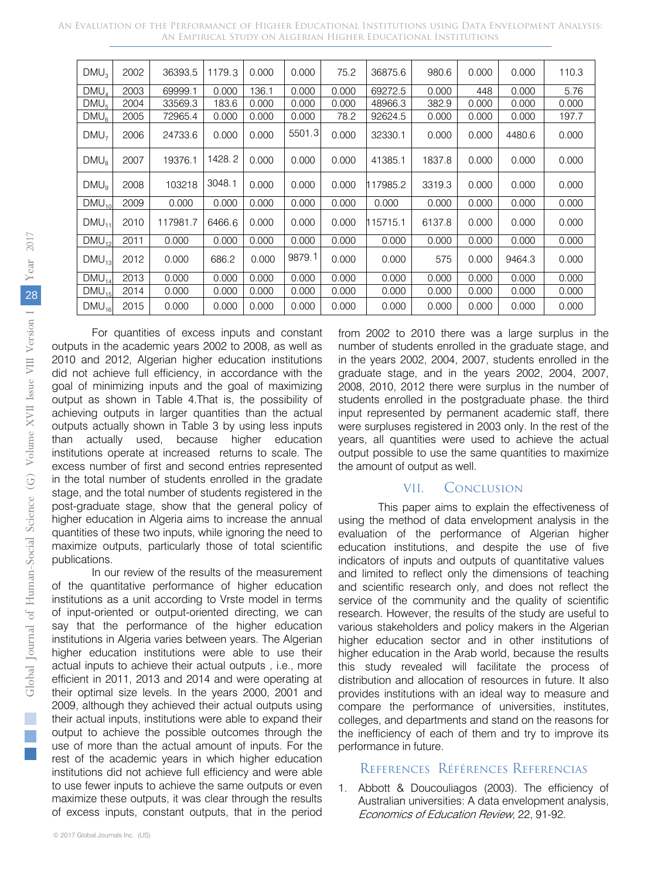| $DMU_3$ | 2002 | 36393.5 | 1179.3 | 0.000 | 0.000 | 75.2 | 36875.6 | 980.6 | 0.000 | 0.000 | 110.3 |
|---|---|---|---|---|---|---|---|---|---|---|---|
| $DMU_4$ | 2003 | 69999.1 | 0.000 | 136.1 | 0.000 | 0.000 | 69272.5 | 0.000 | 448 | 0.000 | 5.76 |
| $DMU_5$ | 2004 | 33569.3 | 183.6 | 0.000 | 0.000 | 0.000 | 48966.3 | 382.9 | 0.000 | 0.000 | 0.000 |
| $DMU_6$ | 2005 | 72965.4 | 0.000 | 0.000 | 0.000 | 78.2 | 92624.5 | 0.000 | 0.000 | 0.000 | 197.7 |
| $DMU_7$ | 2006 | 24733.6 | 0.000 | 0.000 | 5501.3 | 0.000 | 32330.1 | 0.000 | 0.000 | 4480.6 | 0.000 |
| $DMU_8$ | 2007 | 19376.1 | 1428.2 | 0.000 | 0.000 | 0.000 | 41385.1 | 1837.8 | 0.000 | 0.000 | 0.000 |
| $DMU_9$ | 2008 | 103218 | 3048.1 | 0.000 | 0.000 | 0.000 | 117985.2 | 3319.3 | 0.000 | 0.000 | 0.000 |
| $DMU_{10}$ | 2009 | 0.000 | 0.000 | 0.000 | 0.000 | 0.000 | 0.000 | 0.000 | 0.000 | 0.000 | 0.000 |
| $DMU_{11}$ | 2010 | 117981.7 | 6466.6 | 0.000 | 0.000 | 0.000 | 115715.1 | 6137.8 | 0.000 | 0.000 | 0.000 |
| $DMU_{12}$ | 2011 | 0.000 | 0.000 | 0.000 | 0.000 | 0.000 | 0.000 | 0.000 | 0.000 | 0.000 | 0.000 |
| $DMU_{13}$ | 2012 | 0.000 | 686.2 | 0.000 | 9879.1 | 0.000 | 0.000 | 575 | 0.000 | 9464.3 | 0.000 |
| $DMU_{14}$ | 2013 | 0.000 | 0.000 | 0.000 | 0.000 | 0.000 | 0.000 | 0.000 | 0.000 | 0.000 | 0.000 |
| $DMU_{15}$ | 2014 | 0.000 | 0.000 | 0.000 | 0.000 | 0.000 | 0.000 | 0.000 | 0.000 | 0.000 | 0.000 |
| $DMU_{16}$ | 2015 | 0.000 | 0.000 | 0.000 | 0.000 | 0.000 | 0.000 | 0.000 | 0.000 | 0.000 | 0.000 |

For quantities of excess inputs and constant outputs in the academic years 2002 to 2008, as well as 2010 and 2012, Algerian higher education institutions did not achieve full efficiency, in accordance with the goal of minimizing inputs and the goal of maximizing output as shown in Table 4.That is, the possibility of achieving outputs in larger quantities than the actual outputs actually shown in Table 3 by using less inputs than actually used, because higher education institutions operate at increased returns to scale. The excess number of first and second entries represented in the total number of students enrolled in the gradate stage, and the total number of students registered in the post-graduate stage, show that the general policy of higher education in Algeria aims to increase the annual quantities of these two inputs, while ignoring the need to maximize outputs, particularly those of total scientific publications.

In our review of the results of the measurement of the quantitative performance of higher education institutions as a unit according to Vrste model in terms of input-oriented or output-oriented directing, we can say that the performance of the higher education institutions in Algeria varies between years. The Algerian higher education institutions were able to use their actual inputs to achieve their actual outputs , i.e., more efficient in 2011, 2013 and 2014 and were operating at their optimal size levels. In the years 2000, 2001 and 2009, although they achieved their actual outputs using their actual inputs, institutions were able to expand their output to achieve the possible outcomes through the use of more than the actual amount of inputs. For the rest of the academic years in which higher education institutions did not achieve full efficiency and were able to use fewer inputs to achieve the same outputs or even maximize these outputs, it was clear through the results of excess inputs, constant outputs, that in the period from 2002 to 2010 there was a large surplus in the number of students enrolled in the graduate stage, and in the years 2002, 2004, 2007, students enrolled in the graduate stage, and in the years 2002, 2004, 2007, 2008, 2010, 2012 there were surplus in the number of students enrolled in the postgraduate phase. the third input represented by permanent academic staff, there were surpluses registered in 2003 only. In the rest of the years, all quantities were used to achieve the actual output possible to use the same quantities to maximize the amount of output as well.

## VII. Conclusion

This paper aims to explain the effectiveness of using the method of data envelopment analysis in the evaluation of the performance of Algerian higher education institutions, and despite the use of five indicators of inputs and outputs of quantitative values and limited to reflect only the dimensions of teaching and scientific research only, and does not reflect the service of the community and the quality of scientific research. However, the results of the study are useful to various stakeholders and policy makers in the Algerian higher education sector and in other institutions of higher education in the Arab world, because the results this study revealed will facilitate the process of distribution and allocation of resources in future. It also provides institutions with an ideal way to measure and compare the performance of universities, institutes, colleges, and departments and stand on the reasons for the inefficiency of each of them and try to improve its performance in future.

## References Références Referencias

1. Abbott & Doucouliagos (2003). The efficiency of Australian universities: A data envelopment analysis, *Economics of Education Review*, 22, 91-92.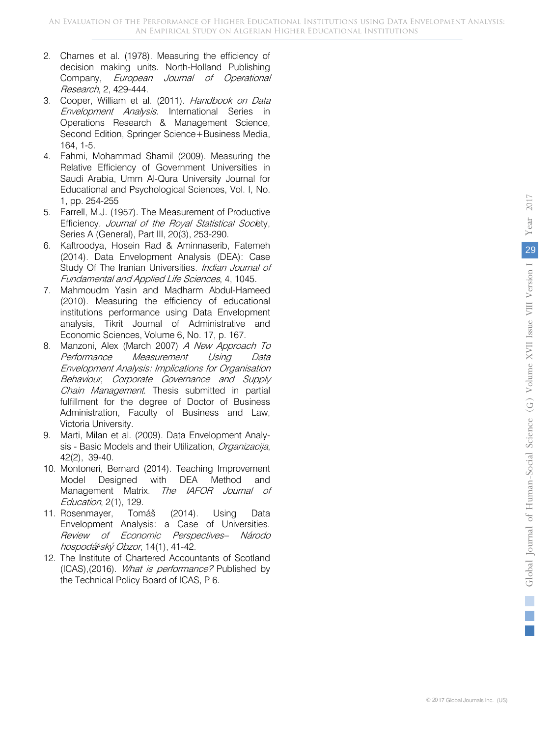2. Charnes et al. (1978). Measuring the efficiency of decision making units. North-Holland Publishing Company, *European Journal of Operational Research*, 2, 429-444.
3. Cooper, William et al. (2011). *Handbook on Data Envelopment Analysis*. International Series in Operations Research & Management Science, Second Edition, Springer Science+Business Media, 164, 1-5.
4. Fahmi, Mohammad Shamil (2009). Measuring the Relative Efficiency of Government Universities in Saudi Arabia, Umm Al-Qura University Journal for Educational and Psychological Sciences, Vol. I, No. 1, pp. 254-255
5. Farrell, M.J. (1957). The Measurement of Productive Efficiency. *Journal of the Royal Statistical Society*, Series A (General), Part III, 20(3), 253-290.
6. Kaftroodya, Hosein Rad & Aminnaserib, Fatemeh (2014). Data Envelopment Analysis (DEA): Case Study Of The Iranian Universities. *Indian Journal of Fundamental and Applied Life Sciences*, 4, 1045.
7. Mahmoudm Yasin and Madharm Abdul-Hameed (2010). Measuring the efficiency of educational institutions performance using Data Envelopment analysis, Tikrit Journal of Administrative and Economic Sciences, Volume 6, No. 17, p. 167.
8. Manzoni, Alex (March 2007) *A New Approach To Performance Measurement Using Data Envelopment Analysis: Implications for Organisation Behaviour*, *Corporate Governance and Supply Chain Management*. Thesis submitted in partial fulfillment for the degree of Doctor of Business Administration, Faculty of Business and Law, Victoria University.
9. Marti, Milan et al. (2009). Data Envelopment Analysis - Basic Models and their Utilization, *Organizacija*, 42(2), 39-40.
10. Montoneri, Bernard (2014). Teaching Improvement Model Designed with DEA Method and Management Matrix. *The IAFOR Journal of Education*, 2(1), 129.
11. Rosenmayer, Tomáš (2014). Using Data Envelopment Analysis: a Case of Universities. *Review of Economic Perspectives– Národo hospodářský Obzor*, 14(1), 41-42.
12. The Institute of Chartered Accountants of Scotland (ICAS),(2016). *What is performance?* Published by the Technical Policy Board of ICAS, P 6.